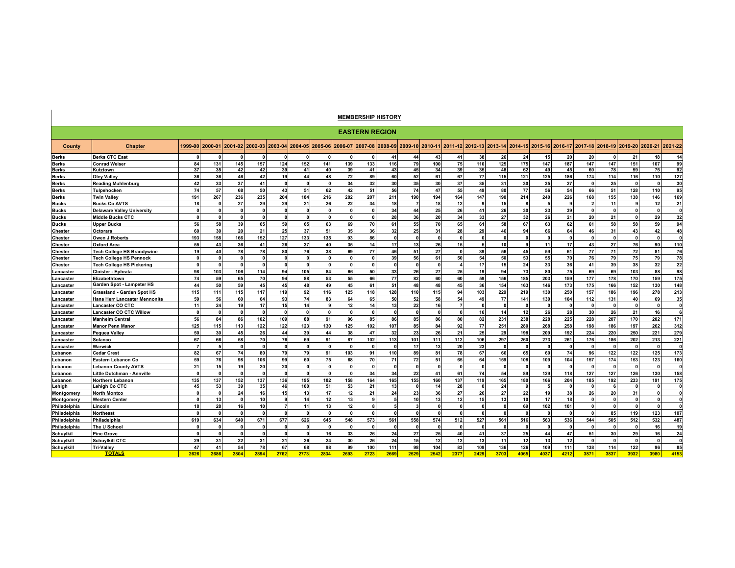## MEMBERSHIP HISTORY

## EASTERN REGION

| County | Chapter | 1999-00 | 2000-01 | 2001-02 | 2002-03 | 2003-04 | 2004-05 | 2005-06 | 2006-07 | 2007-08 | 2008-09 | 2009-10 | 2010-11 | 2011-12 | 2012-13 | 2013-14 | 2014-15 | 2015-16 | 2016-17 | 2017-18 | 2018-19 | 2019-20 | 2020-21 | 2021-22 |
|---|---|---|---|---|---|---|---|---|---|---|---|---|---|---|---|---|---|---|---|---|---|---|---|---|
| Berks | Berks CTC East | 0 | 0 | 0 | 0 | 0 | 0 | 0 | 0 | 0 | 41 | 44 | 43 | 41 | 38 | 26 | 24 | 15 | 20 | 20 | 0 | 21 | 18 | 14 |
| Berks | Conrad Weiser | 84 | 131 | 145 | 157 | 124 | 152 | 141 | 139 | 133 | 116 | 79 | 100 | 75 | 110 | 125 | 175 | 147 | 187 | 147 | 147 | 151 | 107 | 99 |
| Berks | Kutztown | 37 | 35 | 42 | 42 | 39 | 41 | 40 | 39 | 41 | 43 | 45 | 34 | 39 | 35 | 48 | 62 | 49 | 45 | 60 | 78 | 59 | 75 | 92 |
| Berks | Oley Valley | 36 | 36 | 46 | 42 | 19 | 44 | 48 | 72 | 89 | 60 | 52 | 61 | 67 | 77 | 115 | 121 | 125 | 186 | 174 | 114 | 116 | 110 | 127 |
| Berks | Reading Muhlenburg | 42 | 33 | 37 | 41 | 0 | 0 | 0 | 34 | 32 | 30 | 35 | 30 | 37 | 35 | 31 | 30 | 35 | 27 | 0 | 25 | 0 | 0 | 30 |
| Berks | Tulpehocken | 74 | 57 | 68 | 50 | 43 | 51 | 62 | 42 | 51 | 56 | 74 | 47 | 55 | 49 | 80 | 77 | 56 | 54 | 66 | 51 | 128 | 110 | 95 |
| Berks | Twin Valley | 191 | 267 | 236 | 235 | 204 | 184 | 216 | 202 | 207 | 211 | 190 | 194 | 164 | 147 | 190 | 214 | 240 | 226 | 168 | 155 | 138 | 146 | 169 |
| Bucks | Bucks Co AVTS | 18 | 0 | 27 | 29 | 29 | 21 | 26 | 22 | 34 | 18 | 7 | 18 | 12 | 9 | 15 | 8 | 5 | 9 | 2 | 11 | 9 | 12 | 21 |
| Bucks | Delaware Valley University | 0 | 0 | 0 | 0 | 0 | 0 | 0 | 0 | 0 | 34 | 44 | 25 | 26 | 41 | 26 | 30 | 23 | 39 | 0 | 0 | 0 | 0 | 0 |
| Bucks | Middle Bucks CTC | 0 | 0 | 0 | 0 | 0 | 0 | 0 | 0 | 0 | 28 | 36 | 20 | 34 | 33 | 27 | 32 | 26 | 21 | 20 | 21 | 0 | 29 | 32 |
| Bucks | Upper Bucks | 56 | 58 | 39 | 65 | 59 | 65 | 63 | 69 | 70 | 61 | 55 | 70 | 65 | 61 | 58 | 67 | 63 | 62 | 61 | 58 | 58 | 59 | 94 |
| Chester | Octorara | 60 | 30 | 20 | 21 | 25 | 37 | 51 | 35 | 36 | 32 | 25 | 31 | 28 | 29 | 46 | 94 | 66 | 64 | 46 | 31 | 43 | 42 | 48 |
| Chester | Owen J Roberts | 193 | 158 | 166 | 152 | 127 | 133 | 135 | 93 | 86 | 0 | 0 | 0 | 0 | 0 | 0 | 0 | 0 | 0 | 0 | 0 | 0 | 0 | 0 |
| Chester | Oxford Area | 55 | 43 | 36 | 41 | 26 | 37 | 40 | 35 | 14 | 17 | 13 | 26 | 15 | 5 | 10 | 9 | 11 | 17 | 43 | 27 | 76 | 90 | 110 |
| Chester | Tech College HS Brandywine | 19 | 40 | 78 | 78 | 80 | 76 | 38 | 69 | 77 | 46 | 51 | 27 | 0 | 39 | 56 | 45 | 59 | 61 | 77 | 71 | 72 | 81 | 76 |
| Chester | Tech College HS Pennock | 0 | 0 | 0 | 0 | 0 | 0 | 0 | 0 | 0 | 39 | 56 | 61 | 50 | 54 | 50 | 53 | 55 | 70 | 76 | 79 | 75 | 79 | 78 |
| Chester | Tech College HS Pickering | 0 | 0 | 0 | 0 | 0 | 0 | 0 | 0 | 0 | 0 | 0 | 0 | 4 | 17 | 15 | 24 | 33 | 36 | 41 | 39 | 38 | 32 | 22 |
| Lancaster | Cloister - Ephrata | 98 | 103 | 106 | 114 | 94 | 105 | 84 | 66 | 50 | 33 | 26 | 27 | 25 | 19 | 94 | 73 | 80 | 75 | 69 | 69 | 103 | 88 | 98 |
| Lancaster | Elizabethtown | 74 | 59 | 65 | 70 | 94 | 88 | 53 | 55 | 66 | 77 | 82 | 60 | 60 | 59 | 156 | 185 | 203 | 159 | 177 | 178 | 170 | 159 | 175 |
| Lancaster | Garden Spot - Lampeter HS | 44 | 50 | 59 | 45 | 45 | 48 | 49 | 45 | 61 | 51 | 48 | 48 | 45 | 36 | 154 | 163 | 146 | 173 | 175 | 166 | 152 | 130 | 148 |
| Lancaster | Grassland - Garden Spot HS | 115 | 111 | 115 | 117 | 119 | 92 | 116 | 125 | 118 | 128 | 110 | 115 | 94 | 103 | 229 | 219 | 130 | 250 | 157 | 186 | 196 | 278 | 213 |
| Lancaster | Hans Herr Lancaster Mennonite | 59 | 56 | 60 | 64 | 93 | 74 | 83 | 64 | 65 | 50 | 52 | 58 | 54 | 49 | 77 | 141 | 130 | 104 | 112 | 131 | 40 | 69 | 35 |
| Lancaster | Lancaster CO CTC | 11 | 24 | 19 | 17 | 15 | 14 | 9 | 12 | 14 | 13 | 22 | 16 | 7 | 0 | 0 | 0 | 0 | 0 | 0 | 0 | 0 | 0 | 0 |
| Lancaster | Lancaster CO CTC Willow | 0 | 0 | 0 | 0 | 0 | 0 | 0 | 0 | 0 | 0 | 0 | 0 | 0 | 16 | 14 | 12 | 26 | 28 | 30 | 26 | 21 | 16 | 6 |
| Lancaster | Manheim Central | 56 | 84 | 86 | 102 | 109 | 88 | 91 | 96 | 85 | 86 | 85 | 86 | 80 | 82 | 231 | 238 | 228 | 225 | 228 | 207 | 170 | 202 | 171 |
| Lancaster | Manor Penn Manor | 125 | 115 | 113 | 122 | 122 | 123 | 130 | 125 | 102 | 107 | 85 | 84 | 92 | 77 | 251 | 280 | 268 | 258 | 198 | 186 | 197 | 262 | 312 |
| Lancaster | Pequea Valley | 50 | 30 | 45 | 26 | 44 | 39 | 44 | 38 | 47 | 32 | 23 | 26 | 21 | 25 | 29 | 198 | 209 | 192 | 224 | 220 | 250 | 221 | 279 |
| Lancaster | Solanco | 67 | 66 | 58 | 70 | 76 | 69 | 91 | 87 | 102 | 113 | 101 | 111 | 112 | 106 | 297 | 260 | 273 | 261 | 176 | 186 | 202 | 213 | 221 |
| Lancaster | Warwick | 7 | 5 | 0 | 0 | 0 | 0 | 0 | 0 | 0 | 0 | 17 | 13 | 20 | 23 | 0 | 0 | 0 | 0 | 0 | 0 | 0 | 0 | 0 |
| Lebanon | Cedar Crest | 82 | 67 | 74 | 80 | 79 | 79 | 91 | 103 | 91 | 110 | 89 | 81 | 78 | 67 | 66 | 65 | 60 | 74 | 96 | 122 | 122 | 125 | 173 |
| Lebanon | Eastern Lebanon Co | 59 | 76 | 98 | 106 | 99 | 60 | 75 | 68 | 70 | 71 | 72 | 51 | 65 | 64 | 159 | 108 | 109 | 104 | 157 | 174 | 153 | 123 | 160 |
| Lebanon | Lebanon County AVTS | 21 | 15 | 19 | 20 | 20 | 0 | 0 | 0 | 0 | 0 | 0 | 0 | 0 | 0 | 0 | 0 | 0 | 0 | 0 | 0 | 0 | 0 | 0 |
| Lebanon | Little Dutchman - Annville | 0 | 0 | 0 | 0 | 0 | 0 | 0 | 0 | 34 | 34 | 22 | 41 | 61 | 74 | 54 | 89 | 129 | 118 | 127 | 127 | 126 | 130 | 158 |
| Lebanon | Northern Lebanon | 135 | 137 | 152 | 137 | 136 | 195 | 182 | 158 | 164 | 165 | 155 | 160 | 137 | 119 | 165 | 180 | 166 | 204 | 185 | 192 | 233 | 191 | 175 |
| Lehigh | Lehigh Co CTC | 45 | 53 | 39 | 35 | 46 | 100 | 51 | 53 | 21 | 13 | 0 | 14 | 28 | 0 | 24 | 9 | 5 | 0 | 0 | 6 | 0 | 0 | 0 |
| Montgomery | North Montco | 0 | 0 | 24 | 16 | 15 | 13 | 17 | 12 | 21 | 24 | 23 | 36 | 27 | 26 | 27 | 22 | 19 | 38 | 26 | 20 | 31 | 0 | 0 |
| Montgomery | Western Center | 0 | 13 | 0 | 10 | 9 | 14 | 12 | 13 | 9 | 5 | 10 | 13 | 12 | 15 | 13 | 10 | 17 | 18 | 0 | 0 | 0 | 0 | 0 |
| Philadelphia | Lincoln | 18 | 28 | 16 | 10 | 7 | 11 | 13 | 12 | 8 | 5 | 3 | 0 | 0 | 0 | 0 | 69 | 102 | 101 | 0 | 0 | 0 | 0 | 0 |
| Philadelphia | Northeast | 0 | 0 | 0 | 0 | 0 | 0 | 0 | 0 | 0 | 0 | 0 | 0 | 0 | 0 | 0 | 0 | 0 | 0 | 0 | 85 | 119 | 123 | 107 |
| Philadelphia | Philadelphia | 619 | 634 | 640 | 671 | 677 | 626 | 645 | 548 | 573 | 561 | 558 | 574 | 512 | 527 | 561 | 516 | 563 | 536 | 544 | 505 | 512 | 532 | 487 |
| Philadelphia | The U School | 0 | 0 | 0 | 0 | 0 | 0 | 0 | 0 | 0 | 0 | 0 | 0 | 0 | 0 | 0 | 0 | 0 | 0 | 0 | 0 | 0 | 16 | 19 |
| Schuylkil | Pine Grove | 0 | 0 | 0 | 0 | 0 | 0 | 16 | 33 | 26 | 24 | 27 | 25 | 40 | 41 | 37 | 25 | 44 | 47 | 51 | 30 | 29 | 16 | 24 |
| Schuylkill | Schuylkill CTC | 29 | 31 | 22 | 31 | 21 | 26 | 24 | 30 | 26 | 24 | 15 | 12 | 12 | 13 | 11 | 12 | 13 | 12 | 0 | 0 | 0 | 0 | 0 |
| Schuylkill | Tri-Valley | 47 | 41 | 54 | 78 | 67 | 68 | 98 | 99 | 100 | 111 | 98 | 104 | 83 | 109 | 136 | 126 | 109 | 111 | 138 | 114 | 122 | 96 | 85 |
| | **TOTALS** | **2626** | **2686** | **2804** | **2894** | **2762** | **2773** | **2834** | **2693** | **2723** | **2669** | **2529** | **2542** | **2377** | **2429** | **3703** | **4065** | **4037** | **4212** | **3871** | **3837** | **3932** | **3980** | **4153** |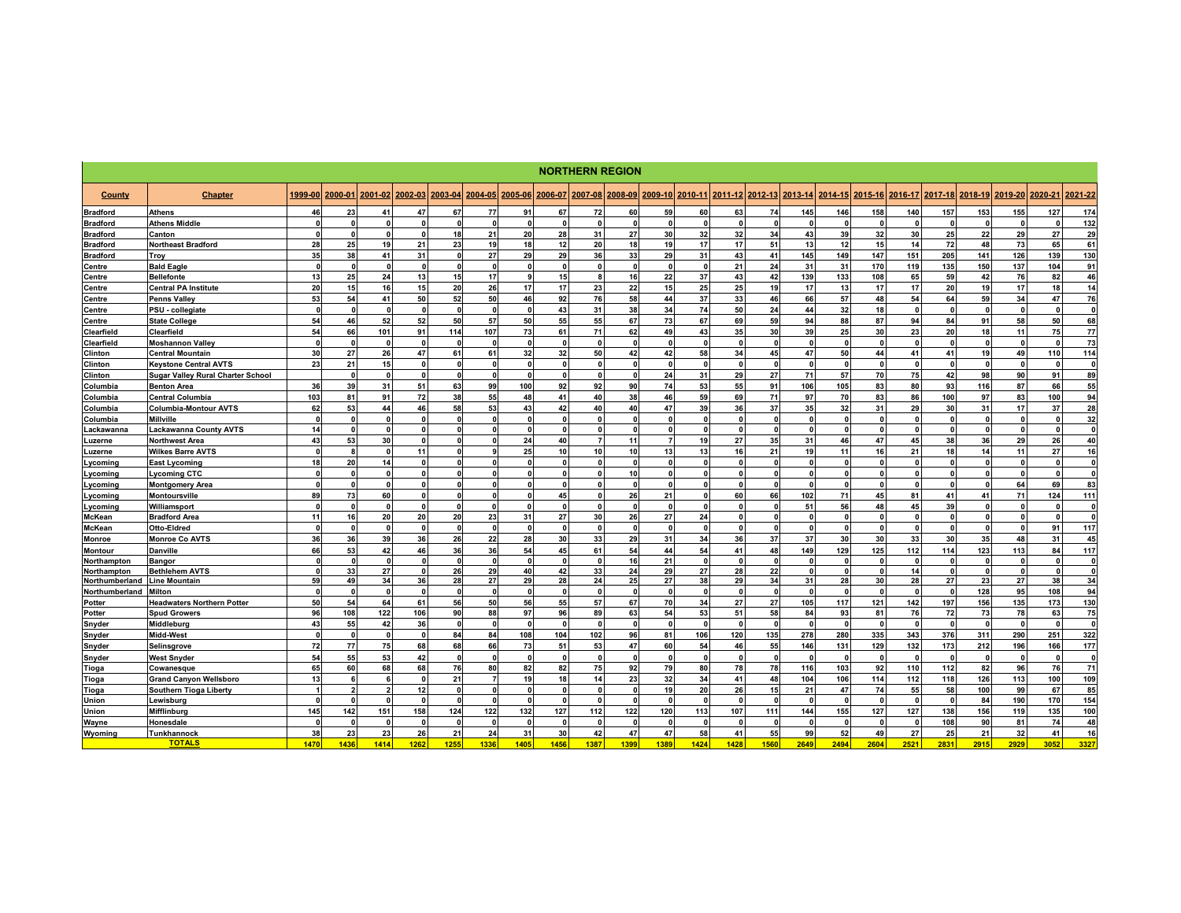## NORTHERN REGION

| County | Chapter | 1999-00 | 2000-01 | 2001-02 | 2002-03 | 2003-04 | 2004-05 | 2005-06 | 2006-07 | 2007-08 | 2008-09 | 2009-10 | 2010-11 | 2011-12 | 2012-13 | 2013-14 | 2014-15 | 2015-16 | 2016-17 | 2017-18 | 2018-19 | 2019-20 | 2020-21 | 2021-22 |
|---|---|---|---|---|---|---|---|---|---|---|---|---|---|---|---|---|---|---|---|---|---|---|---|---|
| Bradford | Athens | 46 | 23 | 41 | 47 | 67 | 77 | 91 | 67 | 72 | 60 | 59 | 60 | 63 | 74 | 145 | 146 | 158 | 140 | 157 | 153 | 155 | 127 | 174 |
| Bradford | Athens Middle | 0 | 0 | 0 | 0 | 0 | 0 | 0 | 0 | 0 | 0 | 0 | 0 | 0 | 0 | 0 | 0 | 0 | 0 | 0 | 0 | 0 | 0 | 132 |
| Bradford | Canton | 0 | 0 | 0 | 0 | 18 | 21 | 20 | 28 | 31 | 27 | 30 | 32 | 32 | 34 | 43 | 39 | 32 | 30 | 25 | 22 | 29 | 27 | 29 |
| Bradford | Northeast Bradford | 28 | 25 | 19 | 21 | 23 | 19 | 18 | 12 | 20 | 18 | 19 | 17 | 17 | 51 | 13 | 12 | 15 | 14 | 72 | 48 | 73 | 65 | 61 |
| Bradford | Troy | 35 | 38 | 41 | 31 | 0 | 27 | 29 | 29 | 36 | 33 | 29 | 31 | 43 | 41 | 145 | 149 | 147 | 151 | 205 | 141 | 126 | 139 | 130 |
| Centre | Bald Eagle | 0 | 0 | 0 | 0 | 0 | 0 | 0 | 0 | 0 | 0 | 0 | 0 | 21 | 24 | 31 | 31 | 170 | 119 | 135 | 150 | 137 | 104 | 91 |
| Centre | Bellefonte | 13 | 25 | 24 | 13 | 15 | 17 | 9 | 15 | 8 | 16 | 22 | 37 | 43 | 42 | 139 | 133 | 108 | 65 | 59 | 42 | 76 | 82 | 46 |
| Centre | Central PA Institute | 20 | 15 | 16 | 15 | 20 | 26 | 17 | 17 | 23 | 22 | 15 | 25 | 25 | 19 | 17 | 13 | 17 | 17 | 20 | 19 | 17 | 18 | 14 |
| Centre | Penns Valley | 53 | 54 | 41 | 50 | 52 | 50 | 46 | 92 | 76 | 58 | 44 | 37 | 33 | 46 | 66 | 57 | 48 | 54 | 64 | 59 | 34 | 47 | 76 |
| Centre | PSU - collegiate | 0 | 0 | 0 | 0 | 0 | 0 | 0 | 43 | 31 | 38 | 34 | 74 | 50 | 24 | 44 | 32 | 18 | 0 | 0 | 0 | 0 | 0 | 0 |
| Centre | State College | 54 | 46 | 52 | 52 | 50 | 57 | 50 | 55 | 55 | 67 | 73 | 67 | 69 | 59 | 94 | 88 | 87 | 94 | 84 | 91 | 58 | 50 | 68 |
| Clearfield | Clearfield | 54 | 66 | 101 | 91 | 114 | 107 | 73 | 61 | 71 | 62 | 49 | 43 | 35 | 30 | 39 | 25 | 30 | 23 | 20 | 18 | 11 | 75 | 77 |
| Clearfield | Moshannon Valley | 0 | 0 | 0 | 0 | 0 | 0 | 0 | 0 | 0 | 0 | 0 | 0 | 0 | 0 | 0 | 0 | 0 | 0 | 0 | 0 | 0 | 0 | 73 |
| Clinton | Central Mountain | 30 | 27 | 26 | 47 | 61 | 61 | 32 | 32 | 50 | 42 | 42 | 58 | 34 | 45 | 47 | 50 | 44 | 41 | 41 | 19 | 49 | 110 | 114 |
| Clinton | Keystone Central AVTS | 23 | 21 | 15 | 0 | 0 | 0 | 0 | 0 | 0 | 0 | 0 | 0 | 0 | 0 | 0 | 0 | 0 | 0 | 0 | 0 | 0 | 0 | 0 |
| Clinton | Sugar Valley Rural Charter School | | 0 | 0 | 0 | 0 | 0 | 0 | 0 | 0 | 0 | 24 | 31 | 29 | 27 | 71 | 57 | 70 | 75 | 42 | 98 | 90 | 91 | 89 |
| Columbia | Benton Area | 36 | 39 | 31 | 51 | 63 | 99 | 100 | 92 | 92 | 90 | 74 | 53 | 55 | 91 | 106 | 105 | 83 | 80 | 93 | 116 | 87 | 66 | 55 |
| Columbia | Central Columbia | 103 | 81 | 91 | 72 | 38 | 55 | 48 | 41 | 40 | 38 | 46 | 59 | 69 | 71 | 97 | 70 | 83 | 86 | 100 | 97 | 83 | 100 | 94 |
| Columbia | Columbia-Montour AVTS | 62 | 53 | 44 | 46 | 58 | 53 | 43 | 42 | 40 | 40 | 47 | 39 | 36 | 37 | 35 | 32 | 31 | 29 | 30 | 31 | 17 | 37 | 28 |
| Columbia | Millville | 0 | 0 | 0 | 0 | 0 | 0 | 0 | 0 | 0 | 0 | 0 | 0 | 0 | 0 | 0 | 0 | 0 | 0 | 0 | 0 | 0 | 0 | 32 |
| Lackawanna | Lackawanna County AVTS | 14 | 0 | 0 | 0 | 0 | 0 | 0 | 0 | 0 | 0 | 0 | 0 | 0 | 0 | 0 | 0 | 0 | 0 | 0 | 0 | 0 | 0 | 0 |
| Luzerne | Northwest Area | 43 | 53 | 30 | 0 | 0 | 0 | 24 | 40 | 7 | 11 | 7 | 19 | 27 | 35 | 31 | 46 | 47 | 45 | 38 | 36 | 29 | 26 | 40 |
| Luzerne | Wilkes Barre AVTS | 0 | 8 | 0 | 11 | 0 | 9 | 25 | 10 | 10 | 10 | 13 | 13 | 16 | 21 | 19 | 11 | 16 | 21 | 18 | 14 | 11 | 27 | 16 |
| Lycoming | East Lycoming | 18 | 20 | 14 | 0 | 0 | 0 | 0 | 0 | 0 | 0 | 0 | 0 | 0 | 0 | 0 | 0 | 0 | 0 | 0 | 0 | 0 | 0 | 0 |
| Lycoming | Lycoming CTC | 0 | 0 | 0 | 0 | 0 | 0 | 0 | 0 | 0 | 10 | 0 | 0 | 0 | 0 | 0 | 0 | 0 | 0 | 0 | 0 | 0 | 0 | 0 |
| Lycoming | Montgomery Area | 0 | 0 | 0 | 0 | 0 | 0 | 0 | 0 | 0 | 0 | 0 | 0 | 0 | 0 | 0 | 0 | 0 | 0 | 0 | 0 | 64 | 69 | 83 |
| Lycoming | Montoursville | 89 | 73 | 60 | 0 | 0 | 0 | 0 | 45 | 0 | 26 | 21 | 0 | 60 | 66 | 102 | 71 | 45 | 81 | 41 | 41 | 71 | 124 | 111 |
| Lycoming | Williamsport | 0 | 0 | 0 | 0 | 0 | 0 | 0 | 0 | 0 | 0 | 0 | 0 | 0 | 0 | 51 | 56 | 48 | 45 | 39 | 0 | 0 | 0 | 0 |
| McKean | Bradford Area | 11 | 16 | 20 | 20 | 20 | 23 | 31 | 27 | 30 | 26 | 27 | 24 | 0 | 0 | 0 | 0 | 0 | 0 | 0 | 0 | 0 | 0 | 0 |
| McKean | Otto-Eldred | 0 | 0 | 0 | 0 | 0 | 0 | 0 | 0 | 0 | 0 | 0 | 0 | 0 | 0 | 0 | 0 | 0 | 0 | 0 | 0 | 0 | 91 | 117 |
| Monroe | Monroe Co AVTS | 36 | 36 | 39 | 36 | 26 | 22 | 28 | 30 | 33 | 29 | 31 | 34 | 36 | 37 | 37 | 30 | 30 | 33 | 30 | 35 | 48 | 31 | 45 |
| Montour | Danville | 66 | 53 | 42 | 46 | 36 | 36 | 54 | 45 | 61 | 54 | 44 | 54 | 41 | 48 | 149 | 129 | 125 | 112 | 114 | 123 | 113 | 84 | 117 |
| Northampton | Bangor | 0 | 0 | 0 | 0 | 0 | 0 | 0 | 0 | 0 | 16 | 21 | 0 | 0 | 0 | 0 | 0 | 0 | 0 | 0 | 0 | 0 | 0 | 0 |
| Northampton | Bethlehem AVTS | 0 | 33 | 27 | 0 | 26 | 29 | 40 | 42 | 33 | 24 | 29 | 27 | 28 | 22 | 0 | 0 | 0 | 14 | 0 | 0 | 0 | 0 | 0 |
| Northumberland | Line Mountain | 59 | 49 | 34 | 36 | 28 | 27 | 29 | 28 | 24 | 25 | 27 | 38 | 29 | 34 | 31 | 28 | 30 | 28 | 27 | 23 | 27 | 38 | 34 |
| Northumberland | Milton | 0 | 0 | 0 | 0 | 0 | 0 | 0 | 0 | 0 | 0 | 0 | 0 | 0 | 0 | 0 | 0 | 0 | 0 | 0 | 128 | 95 | 108 | 94 |
| Potter | Headwaters Northern Potter | 50 | 54 | 64 | 61 | 56 | 50 | 56 | 55 | 57 | 67 | 70 | 34 | 27 | 27 | 105 | 117 | 121 | 142 | 197 | 156 | 135 | 173 | 130 |
| Potter | Spud Growers | 96 | 108 | 122 | 106 | 90 | 88 | 97 | 96 | 89 | 63 | 54 | 53 | 51 | 58 | 84 | 93 | 81 | 76 | 72 | 73 | 78 | 63 | 75 |
| Snyder | Middleburg | 43 | 55 | 42 | 36 | 0 | 0 | 0 | 0 | 0 | 0 | 0 | 0 | 0 | 0 | 0 | 0 | 0 | 0 | 0 | 0 | 0 | 0 | 0 |
| Snyder | Midd-West | 0 | 0 | 0 | 0 | 84 | 84 | 108 | 104 | 102 | 96 | 81 | 106 | 120 | 135 | 278 | 280 | 335 | 343 | 376 | 311 | 290 | 251 | 322 |
| Snyder | Selinsgrove | 72 | 77 | 75 | 68 | 68 | 66 | 73 | 51 | 53 | 47 | 60 | 54 | 46 | 55 | 146 | 131 | 129 | 132 | 173 | 212 | 196 | 166 | 177 |
| Snyder | West Snyder | 54 | 55 | 53 | 42 | 0 | 0 | 0 | 0 | 0 | 0 | 0 | 0 | 0 | 0 | 0 | 0 | 0 | 0 | 0 | 0 | 0 | 0 | 0 |
| Tioga | Cowanesque | 65 | 60 | 68 | 68 | 76 | 80 | 82 | 82 | 75 | 92 | 79 | 80 | 78 | 78 | 116 | 103 | 92 | 110 | 112 | 82 | 96 | 76 | 71 |
| Tioga | Grand Canyon Wellsboro | 13 | 6 | 6 | 0 | 21 | 7 | 19 | 18 | 14 | 23 | 32 | 34 | 41 | 48 | 104 | 106 | 114 | 112 | 118 | 126 | 113 | 100 | 109 |
| Tioga | Southern Tioga Liberty | 1 | 2 | 2 | 12 | 0 | 0 | 0 | 0 | 0 | 0 | 19 | 20 | 26 | 15 | 21 | 47 | 74 | 55 | 58 | 100 | 99 | 67 | 85 |
| Union | Lewisburg | 0 | 0 | 0 | 0 | 0 | 0 | 0 | 0 | 0 | 0 | 0 | 0 | 0 | 0 | 0 | 0 | 0 | 0 | 0 | 84 | 190 | 170 | 154 |
| Union | Mifflinburg | 145 | 142 | 151 | 158 | 124 | 122 | 132 | 127 | 112 | 122 | 120 | 113 | 107 | 111 | 144 | 155 | 127 | 127 | 138 | 156 | 119 | 135 | 100 |
| Wayne | Honesdale | 0 | 0 | 0 | 0 | 0 | 0 | 0 | 0 | 0 | 0 | 0 | 0 | 0 | 0 | 0 | 0 | 0 | 0 | 108 | 90 | 81 | 74 | 48 |
| Wyoming | Tunkhannock | 38 | 23 | 23 | 26 | 21 | 24 | 31 | 30 | 42 | 47 | 47 | 58 | 41 | 55 | 99 | 52 | 49 | 27 | 25 | 21 | 32 | 41 | 16 |
| | **TOTALS** | 1470 | 1436 | 1414 | 1262 | 1255 | 1336 | 1405 | 1456 | 1387 | 1399 | 1389 | 1424 | 1428 | 1560 | 2649 | 2494 | 2604 | 2521 | 2831 | 2915 | 2929 | 3052 | 3327 |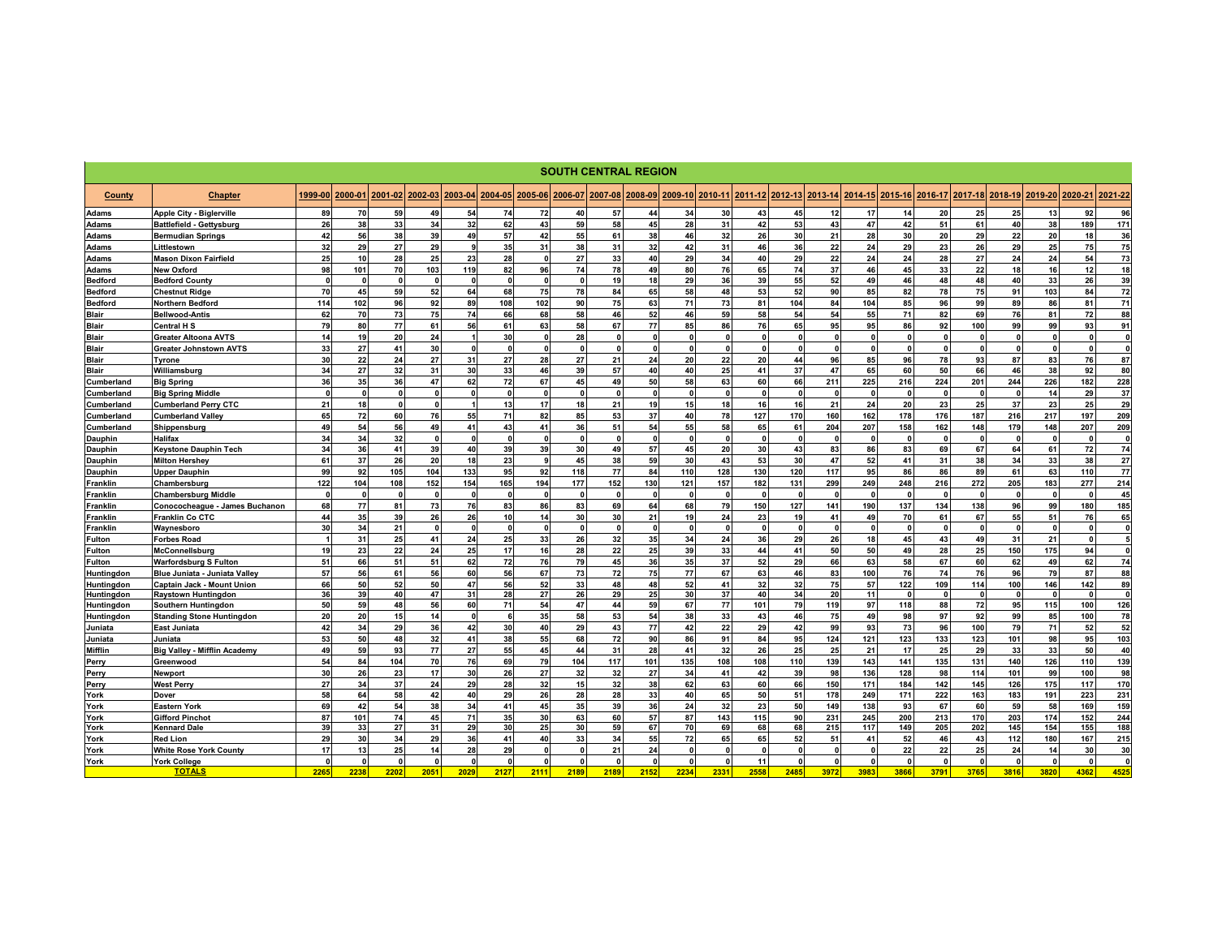## SOUTH CENTRAL REGION

| County | Chapter | 1999-00 | 2000-01 | 2001-02 | 2002-03 | 2003-04 | 2004-05 | 2005-06 | 2006-07 | 2007-08 | 2008-09 | 2009-10 | 2010-11 | 2011-12 | 2012-13 | 2013-14 | 2014-15 | 2015-16 | 2016-17 | 2017-18 | 2018-19 | 2019-20 | 2020-21 | 2021-22 |
|---|---|---|---|---|---|---|---|---|---|---|---|---|---|---|---|---|---|---|---|---|---|---|---|---|
| Adams | Apple City - Biglerville | 89 | 70 | 59 | 49 | 54 | 74 | 72 | 40 | 57 | 44 | 34 | 30 | 43 | 45 | 12 | 17 | 14 | 20 | 25 | 25 | 13 | 92 | 96 |
| Adams | Battlefield - Gettysburg | 26 | 38 | 33 | 34 | 32 | 62 | 43 | 59 | 58 | 45 | 28 | 31 | 42 | 53 | 43 | 47 | 42 | 51 | 61 | 40 | 38 | 189 | 171 |
| Adams | Bermudian Springs | 42 | 56 | 38 | 39 | 49 | 57 | 42 | 55 | 61 | 38 | 46 | 32 | 26 | 30 | 21 | 28 | 30 | 20 | 29 | 22 | 20 | 18 | 36 |
| Adams | Littlestown | 32 | 29 | 27 | 29 | 9 | 35 | 31 | 38 | 31 | 32 | 42 | 31 | 46 | 36 | 22 | 24 | 29 | 23 | 26 | 29 | 25 | 75 | 75 |
| Adams | Mason Dixon Fairfield | 25 | 10 | 28 | 25 | 23 | 28 | 0 | 27 | 33 | 40 | 29 | 34 | 40 | 29 | 22 | 24 | 24 | 28 | 27 | 24 | 24 | 54 | 73 |
| Adams | New Oxford | 98 | 101 | 70 | 103 | 119 | 82 | 96 | 74 | 78 | 49 | 80 | 76 | 65 | 74 | 37 | 46 | 45 | 33 | 22 | 18 | 16 | 12 | 18 |
| Bedford | Bedford County | 0 | 0 | 0 | 0 | 0 | 0 | 0 | 0 | 19 | 18 | 29 | 36 | 39 | 55 | 52 | 49 | 46 | 48 | 48 | 40 | 33 | 26 | 39 |
| Bedford | Chestnut Ridge | 70 | 45 | 59 | 52 | 64 | 68 | 75 | 78 | 84 | 65 | 58 | 48 | 53 | 52 | 90 | 85 | 82 | 78 | 75 | 91 | 103 | 84 | 72 |
| Bedford | Northern Bedford | 114 | 102 | 96 | 92 | 89 | 108 | 102 | 90 | 75 | 63 | 71 | 73 | 81 | 104 | 84 | 104 | 85 | 96 | 99 | 89 | 86 | 81 | 71 |
| Blair | Bellwood-Antis | 62 | 70 | 73 | 75 | 74 | 66 | 68 | 58 | 46 | 52 | 46 | 59 | 58 | 54 | 54 | 55 | 71 | 82 | 69 | 76 | 81 | 72 | 88 |
| Blair | Central H S | 79 | 80 | 77 | 61 | 56 | 61 | 63 | 58 | 67 | 77 | 85 | 86 | 76 | 65 | 95 | 95 | 86 | 92 | 100 | 99 | 99 | 93 | 91 |
| Blair | Greater Altoona AVTS | 14 | 19 | 20 | 24 | 1 | 30 | 0 | 28 | 0 | 0 | 0 | 0 | 0 | 0 | 0 | 0 | 0 | 0 | 0 | 0 | 0 | 0 | 0 |
| Blair | Greater Johnstown AVTS | 33 | 27 | 41 | 30 | 0 | 0 | 0 | 0 | 0 | 0 | 0 | 0 | 0 | 0 | 0 | 0 | 0 | 0 | 0 | 0 | 0 | 0 | 0 |
| Blair | Tyrone | 30 | 22 | 24 | 27 | 31 | 27 | 28 | 27 | 21 | 24 | 20 | 22 | 20 | 44 | 96 | 85 | 96 | 78 | 93 | 87 | 83 | 76 | 87 |
| Blair | Williamsburg | 34 | 27 | 32 | 31 | 30 | 33 | 46 | 39 | 57 | 40 | 40 | 25 | 41 | 37 | 47 | 65 | 60 | 50 | 66 | 46 | 38 | 92 | 80 |
| Cumberland | Big Spring | 36 | 35 | 36 | 47 | 62 | 72 | 67 | 45 | 49 | 50 | 58 | 63 | 60 | 66 | 211 | 225 | 216 | 224 | 201 | 244 | 226 | 182 | 228 |
| Cumberland | Big Spring Middle | 0 | 0 | 0 | 0 | 0 | 0 | 0 | 0 | 0 | 0 | 0 | 0 | 0 | 0 | 0 | 0 | 0 | 0 | 0 | 0 | 14 | 29 | 37 |
| Cumberland | Cumberland Perry CTC | 21 | 18 | 0 | 0 | 1 | 13 | 17 | 18 | 21 | 19 | 15 | 18 | 16 | 16 | 21 | 24 | 20 | 23 | 25 | 37 | 23 | 25 | 29 |
| Cumberland | Cumberland Valley | 65 | 72 | 60 | 76 | 55 | 71 | 82 | 85 | 53 | 37 | 40 | 78 | 127 | 170 | 160 | 162 | 178 | 176 | 187 | 216 | 217 | 197 | 209 |
| Cumberland | Shippensburg | 49 | 54 | 56 | 49 | 41 | 43 | 41 | 36 | 51 | 54 | 55 | 58 | 65 | 61 | 204 | 207 | 158 | 162 | 148 | 179 | 148 | 207 | 209 |
| Dauphin | Halifax | 34 | 34 | 32 | 0 | 0 | 0 | 0 | 0 | 0 | 0 | 0 | 0 | 0 | 0 | 0 | 0 | 0 | 0 | 0 | 0 | 0 | 0 | 0 |
| Dauphin | Keystone Dauphin Tech | 34 | 36 | 41 | 39 | 40 | 39 | 39 | 30 | 49 | 57 | 45 | 20 | 30 | 43 | 83 | 86 | 83 | 69 | 67 | 64 | 61 | 72 | 74 |
| Dauphin | Milton Hershey | 61 | 37 | 26 | 20 | 18 | 23 | 9 | 45 | 38 | 59 | 30 | 43 | 53 | 30 | 47 | 52 | 41 | 31 | 38 | 34 | 33 | 38 | 27 |
| Dauphin | Upper Dauphin | 99 | 92 | 105 | 104 | 133 | 95 | 92 | 118 | 77 | 84 | 110 | 128 | 130 | 120 | 117 | 95 | 86 | 86 | 89 | 61 | 63 | 110 | 77 |
| Franklin | Chambersburg | 122 | 104 | 108 | 152 | 154 | 165 | 194 | 177 | 152 | 130 | 121 | 157 | 182 | 131 | 299 | 249 | 248 | 216 | 272 | 205 | 183 | 277 | 214 |
| Franklin | Chambersburg Middle | 0 | 0 | 0 | 0 | 0 | 0 | 0 | 0 | 0 | 0 | 0 | 0 | 0 | 0 | 0 | 0 | 0 | 0 | 0 | 0 | 0 | 0 | 45 |
| Franklin | Conococheague - James Buchanon | 68 | 77 | 81 | 73 | 76 | 83 | 86 | 83 | 69 | 64 | 68 | 79 | 150 | 127 | 141 | 190 | 137 | 134 | 138 | 96 | 99 | 180 | 185 |
| Franklin | Franklin Co CTC | 44 | 35 | 39 | 26 | 26 | 10 | 14 | 30 | 30 | 21 | 19 | 24 | 23 | 19 | 41 | 49 | 70 | 61 | 67 | 55 | 51 | 76 | 65 |
| Franklin | Waynesboro | 30 | 34 | 21 | 0 | 0 | 0 | 0 | 0 | 0 | 0 | 0 | 0 | 0 | 0 | 0 | 0 | 0 | 0 | 0 | 0 | 0 | 0 | 0 |
| Fulton | Forbes Road | 1 | 31 | 25 | 41 | 24 | 25 | 33 | 26 | 32 | 35 | 34 | 24 | 36 | 29 | 26 | 18 | 45 | 43 | 49 | 31 | 21 | 0 | 5 |
| Fulton | McConnellsburg | 19 | 23 | 22 | 24 | 25 | 17 | 16 | 28 | 22 | 25 | 39 | 33 | 44 | 41 | 50 | 50 | 49 | 28 | 25 | 150 | 175 | 94 | 0 |
| Fulton | Warfordsburg S Fulton | 51 | 66 | 51 | 51 | 62 | 72 | 76 | 79 | 45 | 36 | 35 | 37 | 52 | 29 | 66 | 63 | 58 | 67 | 60 | 62 | 49 | 62 | 74 |
| Huntingdon | Blue Juniata - Juniata Valley | 57 | 56 | 61 | 56 | 60 | 56 | 67 | 73 | 72 | 75 | 77 | 67 | 63 | 46 | 83 | 100 | 76 | 74 | 76 | 96 | 79 | 87 | 88 |
| Huntingdon | Captain Jack - Mount Union | 66 | 50 | 52 | 50 | 47 | 56 | 52 | 33 | 48 | 48 | 52 | 41 | 32 | 32 | 75 | 57 | 122 | 109 | 114 | 100 | 146 | 142 | 89 |
| Huntingdon | Raystown Huntingdon | 36 | 39 | 40 | 47 | 31 | 28 | 27 | 26 | 29 | 25 | 30 | 37 | 40 | 34 | 20 | 11 | 0 | 0 | 0 | 0 | 0 | 0 | 0 |
| Huntingdon | Southern Huntingdon | 50 | 59 | 48 | 56 | 60 | 71 | 54 | 47 | 44 | 59 | 67 | 77 | 101 | 79 | 119 | 97 | 118 | 88 | 72 | 95 | 115 | 100 | 126 |
| Huntingdon | Standing Stone Huntingdon | 20 | 20 | 15 | 14 | 0 | 6 | 35 | 58 | 53 | 54 | 38 | 33 | 43 | 46 | 75 | 49 | 98 | 97 | 92 | 99 | 85 | 100 | 78 |
| Juniata | East Juniata | 42 | 34 | 29 | 36 | 42 | 30 | 40 | 29 | 43 | 77 | 42 | 22 | 29 | 42 | 99 | 93 | 73 | 96 | 100 | 79 | 71 | 52 | 52 |
| Juniata | Juniata | 53 | 50 | 48 | 32 | 41 | 38 | 55 | 68 | 72 | 90 | 86 | 91 | 84 | 95 | 124 | 121 | 123 | 133 | 123 | 101 | 98 | 95 | 103 |
| Mifflin | Big Valley - Mifflin Academy | 49 | 59 | 93 | 77 | 27 | 55 | 45 | 44 | 31 | 28 | 41 | 32 | 26 | 25 | 25 | 21 | 17 | 25 | 29 | 33 | 33 | 50 | 40 |
| Perry | Greenwood | 54 | 84 | 104 | 70 | 76 | 69 | 79 | 104 | 117 | 101 | 135 | 108 | 108 | 110 | 139 | 143 | 141 | 135 | 131 | 140 | 126 | 110 | 139 |
| Perry | Newport | 30 | 26 | 23 | 17 | 30 | 26 | 27 | 32 | 32 | 27 | 34 | 41 | 42 | 39 | 98 | 136 | 128 | 98 | 114 | 101 | 99 | 100 | 98 |
| Perry | West Perry | 27 | 34 | 37 | 24 | 29 | 28 | 32 | 15 | 32 | 38 | 62 | 63 | 60 | 66 | 150 | 171 | 184 | 142 | 145 | 126 | 175 | 117 | 170 |
| York | Dover | 58 | 64 | 58 | 42 | 40 | 29 | 26 | 28 | 28 | 33 | 40 | 65 | 50 | 51 | 178 | 249 | 171 | 222 | 163 | 183 | 191 | 223 | 231 |
| York | Eastern York | 69 | 42 | 54 | 38 | 34 | 41 | 45 | 35 | 39 | 36 | 24 | 32 | 23 | 50 | 149 | 138 | 93 | 67 | 60 | 59 | 58 | 169 | 159 |
| York | Gifford Pinchot | 87 | 101 | 74 | 45 | 71 | 35 | 30 | 63 | 60 | 57 | 87 | 143 | 115 | 90 | 231 | 245 | 200 | 213 | 170 | 203 | 174 | 152 | 244 |
| York | Kennard Dale | 39 | 33 | 27 | 31 | 29 | 30 | 25 | 30 | 59 | 67 | 70 | 69 | 68 | 68 | 215 | 117 | 149 | 205 | 202 | 145 | 154 | 155 | 188 |
| York | Red Lion | 29 | 30 | 34 | 29 | 36 | 41 | 40 | 33 | 34 | 55 | 72 | 65 | 65 | 52 | 51 | 41 | 52 | 46 | 43 | 112 | 180 | 167 | 215 |
| York | White Rose York County | 17 | 13 | 25 | 14 | 28 | 29 | 0 | 0 | 21 | 24 | 0 | 0 | 0 | 0 | 0 | 0 | 22 | 22 | 25 | 24 | 14 | 30 | 30 |
| York | York College | 0 | 0 | 0 | 0 | 0 | 0 | 0 | 0 | 0 | 0 | 0 | 0 | 11 | 0 | 0 | 0 | 0 | 0 | 0 | 0 | 0 | 0 | 0 |
| | **TOTALS** | 2265 | 2238 | 2202 | 2051 | 2029 | 2127 | 2111 | 2189 | 2189 | 2152 | 2234 | 2331 | 2558 | 2485 | 3972 | 3983 | 3866 | 3791 | 3765 | 3816 | 3820 | 4362 | 4525 |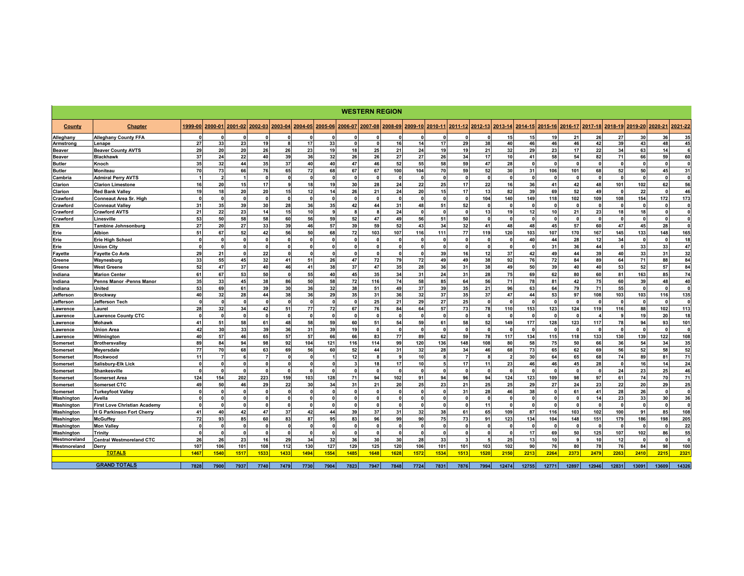## WESTERN REGION

| County | Chapter | 1999-00 | 2000-01 | 2001-02 | 2002-03 | 2003-04 | 2004-05 | 2005-06 | 2006-07 | 2007-08 | 2008-09 | 2009-10 | 2010-11 | 2011-12 | 2012-13 | 2013-14 | 2014-15 | 2015-16 | 2016-17 | 2017-18 | 2018-19 | 2019-20 | 2020-21 | 2021-22 |
|---|---|---|---|---|---|---|---|---|---|---|---|---|---|---|---|---|---|---|---|---|---|---|---|---|
| Alleghany | Alleghany County FFA | 0 | 0 | 0 | 0 | 0 | 0 | 0 | 0 | 0 | 0 | 0 | 0 | 0 | 0 | 15 | 15 | 19 | 21 | 26 | 27 | 30 | 36 | 35 |
| Armstrong | Lenape | 27 | 33 | 23 | 19 | 8 | 17 | 33 | 0 | 0 | 16 | 14 | 17 | 29 | 38 | 40 | 46 | 46 | 46 | 42 | 39 | 43 | 48 | 45 |
| Beaver | Beaver County AVTS | 29 | 20 | 20 | 26 | 26 | 23 | 19 | 18 | 25 | 21 | 24 | 19 | 19 | 21 | 32 | 29 | 23 | 17 | 22 | 34 | 63 | 14 | 6 |
| Beaver | Blackhawk | 37 | 24 | 22 | 40 | 39 | 36 | 32 | 26 | 26 | 27 | 27 | 26 | 34 | 17 | 10 | 41 | 58 | 54 | 82 | 71 | 66 | 59 | 60 |
| Butler | Knoch | 35 | 32 | 44 | 35 | 37 | 40 | 40 | 47 | 46 | 52 | 55 | 58 | 59 | 47 | 28 | 0 | 0 | 0 | 0 | 0 | 0 | 0 | 0 |
| Butler | Moniteau | 70 | 73 | 66 | 76 | 65 | 72 | 68 | 67 | 67 | 100 | 104 | 70 | 59 | 52 | 30 | 31 | 106 | 101 | 68 | 52 | 50 | 45 | 31 |
| Cambria | Admiral Perry AVTS | 1 | 2 | 1 | 0 | 0 | 0 | 0 | 0 | 0 | 0 | 0 | 0 | 0 | 0 | 0 | 0 | 0 | 0 | 0 | 0 | 0 | 0 | 0 |
| Clarion | Clarion Limestone | 16 | 20 | 15 | 17 | 9 | 18 | 19 | 30 | 28 | 24 | 22 | 25 | 17 | 22 | 16 | 36 | 41 | 42 | 48 | 101 | 102 | 62 | 56 |
| Clarion | Red Bank Valley | 19 | 18 | 20 | 20 | 15 | 12 | 14 | 26 | 21 | 24 | 20 | 15 | 17 | 13 | 82 | 39 | 69 | 52 | 49 | 0 | 22 | 0 | 46 |
| Crawford | Conneaut Area Sr. High | 0 | 0 | 0 | 0 | 0 | 0 | 0 | 0 | 0 | 0 | 0 | 0 | 0 | 104 | 140 | 149 | 118 | 102 | 109 | 108 | 154 | 172 | 173 |
| Crawford | Conneaut Valley | 31 | 35 | 39 | 30 | 28 | 36 | 35 | 42 | 44 | 31 | 48 | 51 | 52 | 0 | 0 | 0 | 0 | 0 | 0 | 0 | 0 | 0 | 0 |
| Crawford | Crawford AVTS | 21 | 22 | 23 | 14 | 15 | 10 | 9 | 8 | 8 | 24 | 0 | 0 | 0 | 13 | 19 | 12 | 10 | 21 | 23 | 18 | 18 | 0 | 0 |
| Crawford | Linesville | 53 | 50 | 58 | 58 | 60 | 56 | 59 | 52 | 47 | 49 | 56 | 51 | 50 | 0 | 0 | 0 | 0 | 0 | 0 | 0 | 0 | 0 | 0 |
| Elk | Tambine Johnsonburg | 27 | 20 | 27 | 33 | 39 | 46 | 57 | 39 | 59 | 52 | 43 | 34 | 32 | 41 | 48 | 48 | 45 | 57 | 60 | 47 | 45 | 28 | 0 |
| Erie | Albion | 51 | 67 | 52 | 42 | 56 | 50 | 68 | 72 | 103 | 107 | 116 | 111 | 77 | 119 | 120 | 103 | 107 | 170 | 167 | 145 | 133 | 148 | 165 |
| Erie | Erie High School | 0 | 0 | 0 | 0 | 0 | 0 | 0 | 0 | 0 | 0 | 0 | 0 | 0 | 0 | 0 | 40 | 44 | 28 | 12 | 34 | 0 | 0 | 18 |
| Erie | Union City | 0 | 0 | 0 | 0 | 0 | 0 | 0 | 0 | 0 | 0 | 0 | 0 | 0 | 0 | 0 | 0 | 31 | 36 | 44 | 0 | 33 | 33 | 47 |
| Fayette | Fayette Co Avts | 29 | 21 | 0 | 22 | 0 | 0 | 0 | 0 | 0 | 0 | 0 | 39 | 16 | 12 | 37 | 42 | 49 | 44 | 39 | 40 | 33 | 31 | 32 |
| Greene | Waynesburg | 33 | 55 | 45 | 32 | 41 | 51 | 26 | 47 | 72 | 79 | 72 | 49 | 49 | 38 | 92 | 76 | 72 | 84 | 89 | 64 | 71 | 88 | 84 |
| Greene | West Greene | 52 | 47 | 37 | 40 | 46 | 41 | 38 | 37 | 47 | 35 | 28 | 36 | 31 | 38 | 49 | 50 | 39 | 40 | 40 | 53 | 52 | 57 | 84 |
| Indiana | Marion Center | 61 | 67 | 53 | 50 | 0 | 55 | 40 | 45 | 35 | 34 | 31 | 24 | 31 | 28 | 75 | 69 | 62 | 80 | 60 | 81 | 163 | 85 | 74 |
| Indiana | Penns Manor -Penns Manor | 35 | 33 | 45 | 38 | 86 | 50 | 58 | 72 | 116 | 74 | 58 | 85 | 64 | 56 | 71 | 78 | 81 | 42 | 75 | 60 | 39 | 48 | 40 |
| Indiana | United | 53 | 69 | 61 | 39 | 30 | 36 | 32 | 38 | 51 | 49 | 37 | 39 | 35 | 21 | 96 | 63 | 64 | 79 | 71 | 55 | 0 | 0 | 0 |
| Jefferson | Brockway | 40 | 32 | 28 | 44 | 38 | 36 | 29 | 35 | 31 | 36 | 32 | 37 | 35 | 37 | 47 | 44 | 53 | 97 | 108 | 103 | 103 | 116 | 135 |
| Jefferson | Jefferson Tech | 0 | 0 | 0 | 0 | 0 | 0 | 0 | 0 | 25 | 21 | 29 | 27 | 25 | 0 | 0 | 0 | 0 | 0 | 0 | 0 | 0 | 0 | 0 |
| Lawrence | Laurel | 28 | 32 | 34 | 42 | 51 | 77 | 72 | 67 | 76 | 84 | 64 | 57 | 73 | 78 | 110 | 153 | 123 | 124 | 119 | 116 | 88 | 102 | 113 |
| Lawrence | Lawrence County CTC | 0 | 0 | 0 | 0 | 0 | 0 | 0 | 0 | 0 | 0 | 0 | 0 | 0 | 0 | 0 | 0 | 0 | 0 | 4 | 9 | 19 | 20 | 18 |
| Lawrence | Mohawk | 41 | 51 | 58 | 61 | 48 | 58 | 59 | 60 | 51 | 54 | 59 | 61 | 58 | 52 | 149 | 177 | 128 | 123 | 117 | 78 | 94 | 93 | 101 |
| Lawrence | Union Area | 42 | 30 | 33 | 39 | 36 | 31 | 39 | 19 | 0 | 0 | 0 | 0 | 0 | 0 | 0 | 0 | 0 | 0 | 0 | 0 | 0 | 0 | 0 |
| Lawrence | Wilmington | 40 | 57 | 46 | 65 | 57 | 57 | 66 | 66 | 83 | 77 | 89 | 62 | 59 | 78 | 117 | 134 | 115 | 118 | 133 | 130 | 139 | 122 | 108 |
| Somerset | Brothersvalley | 89 | 84 | 94 | 98 | 92 | 104 | 121 | 116 | 114 | 99 | 120 | 136 | 148 | 108 | 80 | 58 | 75 | 50 | 66 | 36 | 54 | 34 | 35 |
| Somerset | Meyersdale | 77 | 70 | 68 | 63 | 69 | 56 | 60 | 52 | 44 | 31 | 32 | 28 | 34 | 46 | 68 | 73 | 65 | 62 | 69 | 56 | 52 | 58 | 52 |
| Somerset | Rockwood | 11 | 7 | 6 | 7 | 0 | 0 | 1 | 12 | 8 | 9 | 10 | 8 | 7 | 8 | 2 | 30 | 64 | 65 | 68 | 74 | 89 | 81 | 71 |
| Somerset | Salisbury-Elk Lick | 0 | 0 | 0 | 0 | 0 | 0 | 0 | 3 | 18 | 17 | 10 | 5 | 17 | 11 | 23 | 46 | 46 | 45 | 28 | 0 | 16 | 14 | 24 |
| Somerset | Shankesville | 0 | 0 | 0 | 0 | 0 | 0 | 0 | 0 | 0 | 0 | 0 | 0 | 0 | 0 | 0 | 0 | 0 | 0 | 0 | 24 | 23 | 25 | 46 |
| Somerset | Somerset Area | 124 | 154 | 202 | 223 | 159 | 103 | 128 | 71 | 94 | 102 | 91 | 94 | 96 | 94 | 124 | 123 | 109 | 98 | 97 | 61 | 74 | 70 | 71 |
| Somerset | Somerset CTC | 49 | 50 | 46 | 29 | 22 | 30 | 34 | 31 | 21 | 20 | 25 | 23 | 21 | 25 | 25 | 29 | 27 | 24 | 23 | 22 | 20 | 29 | 25 |
| Somerset | Turkeyfoot Valley | 0 | 0 | 0 | 0 | 0 | 0 | 0 | 0 | 0 | 0 | 0 | 0 | 31 | 28 | 46 | 38 | 0 | 61 | 41 | 28 | 26 | 0 | 0 |
| Washington | Avella | 0 | 0 | 0 | 0 | 0 | 0 | 0 | 0 | 0 | 0 | 0 | 0 | 0 | 0 | 0 | 0 | 0 | 0 | 14 | 23 | 33 | 30 | 36 |
| Washington | First Love Christian Academy | 0 | 0 | 0 | 0 | 0 | 0 | 0 | 0 | 0 | 0 | 0 | 0 | 0 | 11 | 0 | 0 | 0 | 0 | 0 | 0 | 0 | 0 | 0 |
| Washington | H G Parkinson Fort Cherry | 41 | 40 | 42 | 47 | 37 | 42 | 44 | 39 | 37 | 31 | 32 | 38 | 61 | 65 | 109 | 87 | 116 | 103 | 102 | 100 | 91 | 85 | 108 |
| Washington | McGuffey | 72 | 93 | 85 | 60 | 83 | 87 | 95 | 83 | 96 | 99 | 90 | 75 | 73 | 91 | 123 | 134 | 104 | 148 | 151 | 179 | 186 | 198 | 205 |
| Washington | Mon Valley | 0 | 0 | 0 | 0 | 0 | 0 | 0 | 0 | 0 | 0 | 0 | 0 | 0 | 0 | 0 | 0 | 0 | 0 | 0 | 0 | 0 | 0 | 22 |
| Washington | Trinity | 0 | 0 | 0 | 0 | 0 | 0 | 0 | 0 | 0 | 0 | 0 | 0 | 0 | 0 | 0 | 17 | 69 | 50 | 125 | 107 | 102 | 86 | 55 |
| Westmoreland | Central Westmoreland CTC | 26 | 26 | 23 | 16 | 29 | 34 | 32 | 36 | 30 | 30 | 28 | 33 | 3 | 5 | 25 | 13 | 10 | 9 | 10 | 12 | 0 | 0 | 0 |
| Westmoreland | Derry | 107 | 106 | 101 | 108 | 112 | 130 | 127 | 129 | 125 | 120 | 106 | 101 | 101 | 103 | 102 | 90 | 76 | 80 | 78 | 76 | 84 | 98 | 100 |
| | **TOTALS** | 1467 | 1540 | 1517 | 1533 | 1433 | 1494 | 1554 | 1485 | 1648 | 1628 | 1572 | 1534 | 1513 | 1520 | 2150 | 2213 | 2264 | 2373 | 2479 | 2263 | 2410 | 2215 | 2321 |
| | **GRAND TOTALS** | 7828 | 7900 | 7937 | 7740 | 7479 | 7730 | 7904 | 7823 | 7947 | 7848 | 7724 | 7831 | 7876 | 7994 | 12474 | 12755 | 12771 | 12897 | 12946 | 12831 | 13091 | 13609 | 14326 |